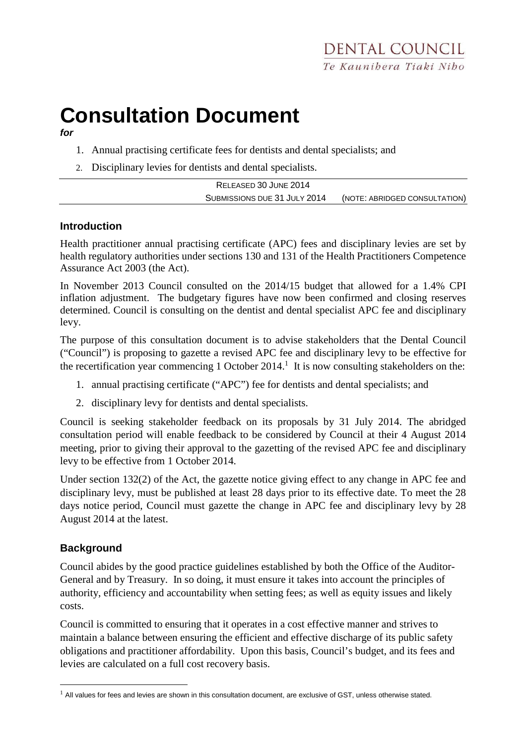DENTAL COUNCIL
*Te Kaunihera Tiaki Niho*

# Consultation Document

***for***

1. Annual practising certificate fees for dentists and dental specialists; and
2. Disciplinary levies for dentists and dental specialists.

RELEASED 30 JUNE 2014
SUBMISSIONS DUE 31 JULY 2014 (NOTE: ABRIDGED CONSULTATION)

## Introduction

Health practitioner annual practising certificate (APC) fees and disciplinary levies are set by health regulatory authorities under sections 130 and 131 of the Health Practitioners Competence Assurance Act 2003 (the Act).

In November 2013 Council consulted on the 2014/15 budget that allowed for a 1.4% CPI inflation adjustment. The budgetary figures have now been confirmed and closing reserves determined. Council is consulting on the dentist and dental specialist APC fee and disciplinary levy.

The purpose of this consultation document is to advise stakeholders that the Dental Council ("Council") is proposing to gazette a revised APC fee and disciplinary levy to be effective for the recertification year commencing 1 October 2014.[1] It is now consulting stakeholders on the:

1. annual practising certificate ("APC") fee for dentists and dental specialists; and
2. disciplinary levy for dentists and dental specialists.

Council is seeking stakeholder feedback on its proposals by 31 July 2014. The abridged consultation period will enable feedback to be considered by Council at their 4 August 2014 meeting, prior to giving their approval to the gazetting of the revised APC fee and disciplinary levy to be effective from 1 October 2014.

Under section 132(2) of the Act, the gazette notice giving effect to any change in APC fee and disciplinary levy, must be published at least 28 days prior to its effective date. To meet the 28 days notice period, Council must gazette the change in APC fee and disciplinary levy by 28 August 2014 at the latest.

## Background

Council abides by the good practice guidelines established by both the Office of the Auditor-General and by Treasury. In so doing, it must ensure it takes into account the principles of authority, efficiency and accountability when setting fees; as well as equity issues and likely costs.

Council is committed to ensuring that it operates in a cost effective manner and strives to maintain a balance between ensuring the efficient and effective discharge of its public safety obligations and practitioner affordability. Upon this basis, Council's budget, and its fees and levies are calculated on a full cost recovery basis.

[1] All values for fees and levies are shown in this consultation document, are exclusive of GST, unless otherwise stated.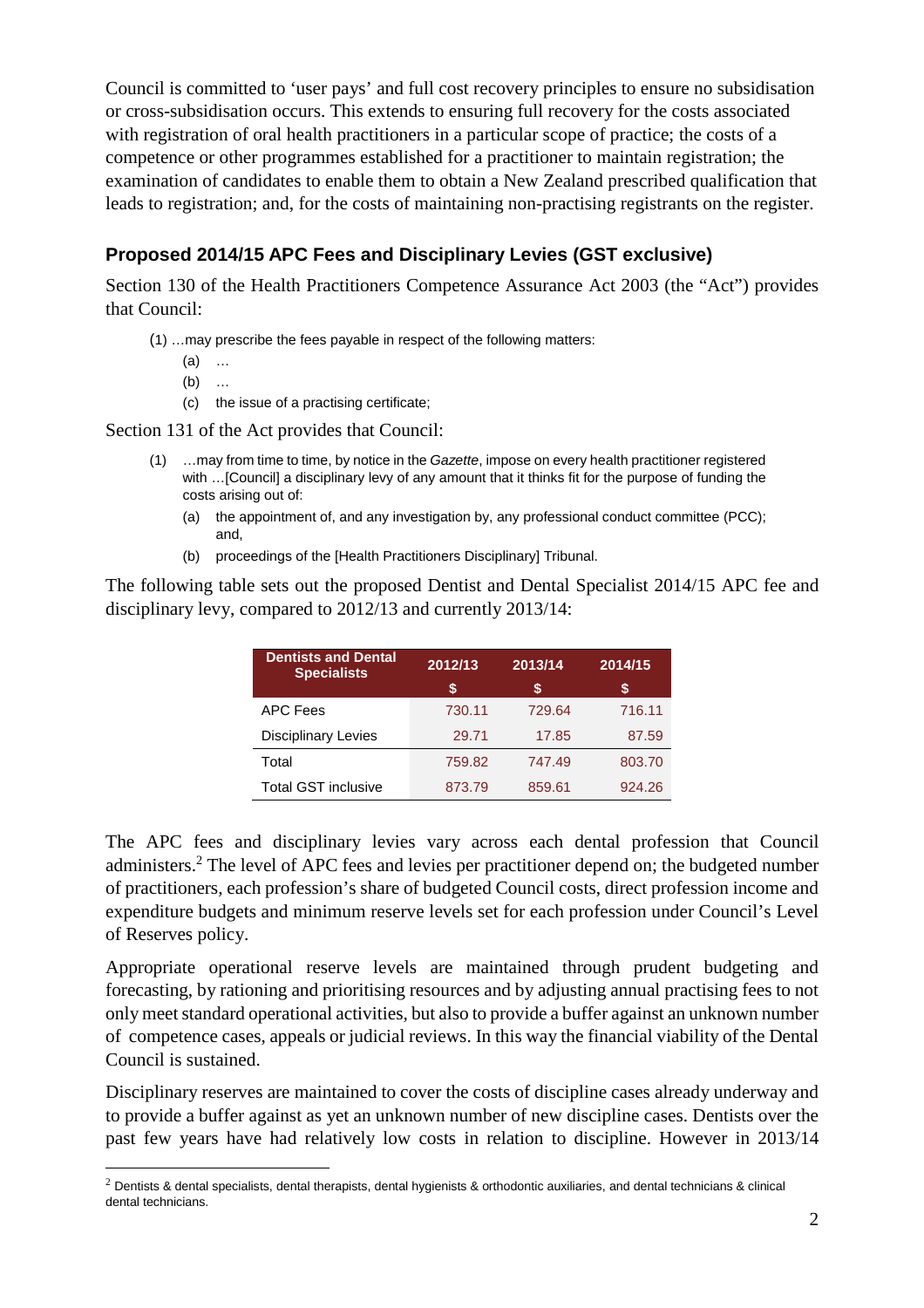Council is committed to 'user pays' and full cost recovery principles to ensure no subsidisation or cross-subsidisation occurs. This extends to ensuring full recovery for the costs associated with registration of oral health practitioners in a particular scope of practice; the costs of a competence or other programmes established for a practitioner to maintain registration; the examination of candidates to enable them to obtain a New Zealand prescribed qualification that leads to registration; and, for the costs of maintaining non-practising registrants on the register.

## Proposed 2014/15 APC Fees and Disciplinary Levies (GST exclusive)

Section 130 of the Health Practitioners Competence Assurance Act 2003 (the "Act") provides that Council:

> (1) …may prescribe the fees payable in respect of the following matters:
>
> (a) …
>
> (b) …
>
> (c) the issue of a practising certificate;

Section 131 of the Act provides that Council:

> (1) …may from time to time, by notice in the *Gazette*, impose on every health practitioner registered with …[Council] a disciplinary levy of any amount that it thinks fit for the purpose of funding the costs arising out of:
>
> (a) the appointment of, and any investigation by, any professional conduct committee (PCC); and,
>
> (b) proceedings of the [Health Practitioners Disciplinary] Tribunal.

The following table sets out the proposed Dentist and Dental Specialist 2014/15 APC fee and disciplinary levy, compared to 2012/13 and currently 2013/14:

| Dentists and Dental Specialists | 2012/13 $ | 2013/14 $ | 2014/15 $ |
|---|---|---|---|
| APC Fees | 730.11 | 729.64 | 716.11 |
| Disciplinary Levies | 29.71 | 17.85 | 87.59 |
| Total | 759.82 | 747.49 | 803.70 |
| Total GST inclusive | 873.79 | 859.61 | 924.26 |

The APC fees and disciplinary levies vary across each dental profession that Council administers.[2] The level of APC fees and levies per practitioner depend on; the budgeted number of practitioners, each profession's share of budgeted Council costs, direct profession income and expenditure budgets and minimum reserve levels set for each profession under Council's Level of Reserves policy.

Appropriate operational reserve levels are maintained through prudent budgeting and forecasting, by rationing and prioritising resources and by adjusting annual practising fees to not only meet standard operational activities, but also to provide a buffer against an unknown number of competence cases, appeals or judicial reviews. In this way the financial viability of the Dental Council is sustained.

Disciplinary reserves are maintained to cover the costs of discipline cases already underway and to provide a buffer against as yet an unknown number of new discipline cases. Dentists over the past few years have had relatively low costs in relation to discipline. However in 2013/14

[2] Dentists & dental specialists, dental therapists, dental hygienists & orthodontic auxiliaries, and dental technicians & clinical dental technicians.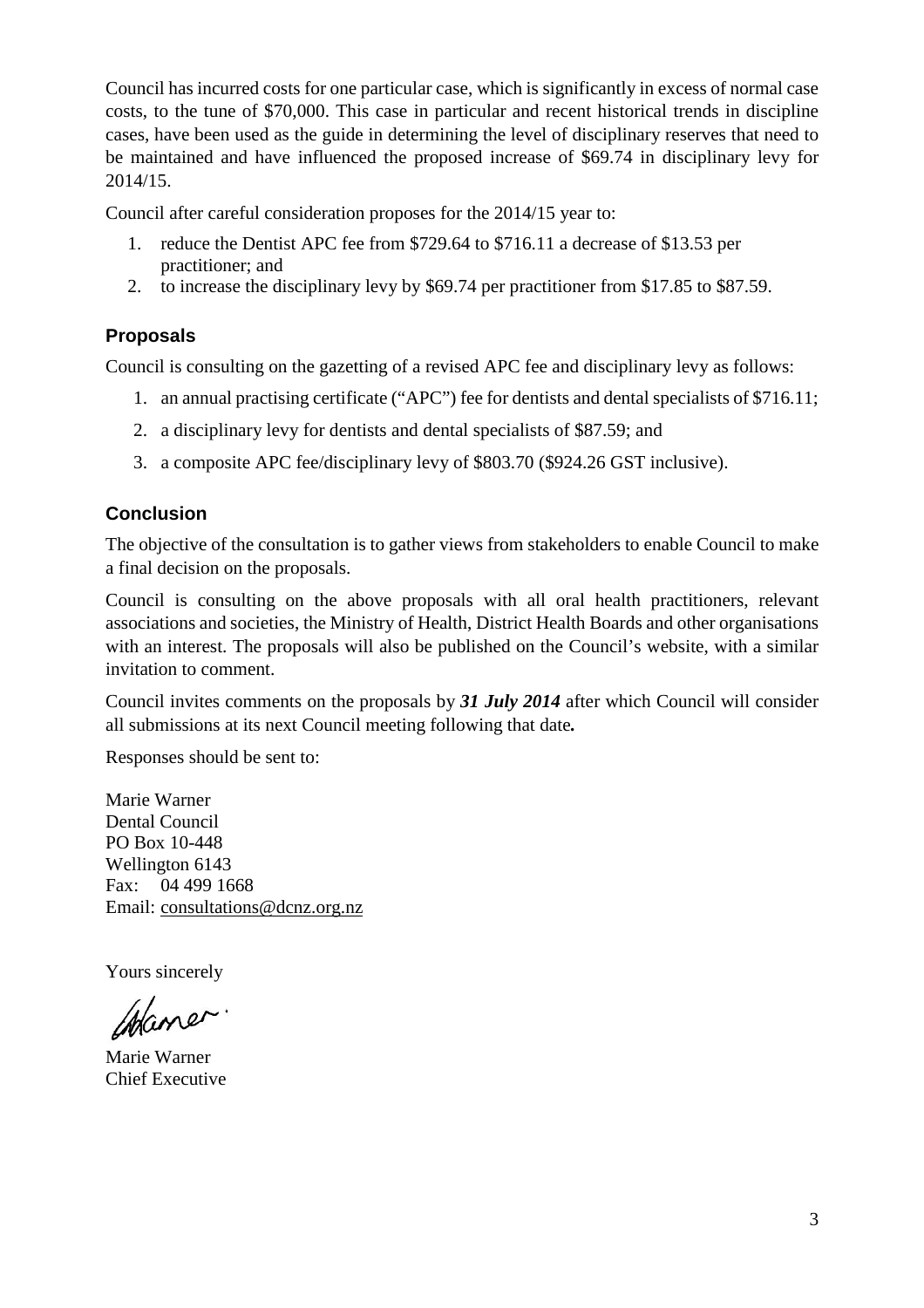Council has incurred costs for one particular case, which is significantly in excess of normal case costs, to the tune of $70,000. This case in particular and recent historical trends in discipline cases, have been used as the guide in determining the level of disciplinary reserves that need to be maintained and have influenced the proposed increase of $69.74 in disciplinary levy for 2014/15.

Council after careful consideration proposes for the 2014/15 year to:

1. reduce the Dentist APC fee from $729.64 to $716.11 a decrease of $13.53 per practitioner; and
2. to increase the disciplinary levy by $69.74 per practitioner from $17.85 to $87.59.

## Proposals

Council is consulting on the gazetting of a revised APC fee and disciplinary levy as follows:

1. an annual practising certificate ("APC") fee for dentists and dental specialists of $716.11;
2. a disciplinary levy for dentists and dental specialists of $87.59; and
3. a composite APC fee/disciplinary levy of $803.70 ($924.26 GST inclusive).

## Conclusion

The objective of the consultation is to gather views from stakeholders to enable Council to make a final decision on the proposals.

Council is consulting on the above proposals with all oral health practitioners, relevant associations and societies, the Ministry of Health, District Health Boards and other organisations with an interest. The proposals will also be published on the Council's website, with a similar invitation to comment.

Council invites comments on the proposals by ***31 July 2014*** after which Council will consider all submissions at its next Council meeting following that date***.***

Responses should be sent to:

Marie Warner
Dental Council
PO Box 10-448
Wellington 6143
Fax: 04 499 1668
Email: consultations@dcnz.org.nz

Yours sincerely

Marie Warner
Chief Executive